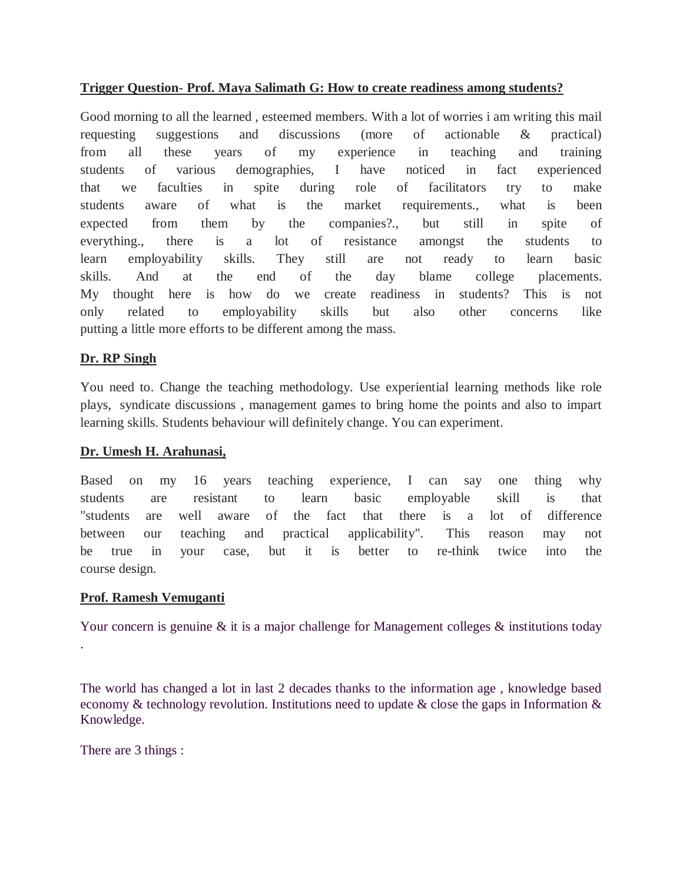**Trigger Question- Prof. Maya Salimath G: How to create readiness among students?**

Good morning to all the learned , esteemed members. With a lot of worries i am writing this mail requesting suggestions and discussions (more of actionable & practical) from all these years of my experience in teaching and training students of various demographies, I have noticed in fact experienced that we faculties in spite during role of facilitators try to make students aware of what is the market requirements., what is been expected from them by the companies?., but still in spite of everything., there is a lot of resistance amongst the students to learn employability skills. They still are not ready to learn basic skills. And at the end of the day blame college placements. My thought here is how do we create readiness in students? This is not only related to employability skills but also other concerns like putting a little more efforts to be different among the mass.

**Dr. RP Singh**

You need to. Change the teaching methodology. Use experiential learning methods like role plays, syndicate discussions , management games to bring home the points and also to impart learning skills. Students behaviour will definitely change. You can experiment.

**Dr. Umesh H. Arahunasi,**

Based on my 16 years teaching experience, I can say one thing why students are resistant to learn basic employable skill is that "students are well aware of the fact that there is a lot of difference between our teaching and practical applicability". This reason may not be true in your case, but it is better to re-think twice into the course design.

**Prof. Ramesh Vemuganti**

Your concern is genuine & it is a major challenge for Management colleges & institutions today .

The world has changed a lot in last 2 decades thanks to the information age , knowledge based economy & technology revolution. Institutions need to update & close the gaps in Information & Knowledge.

There are 3 things :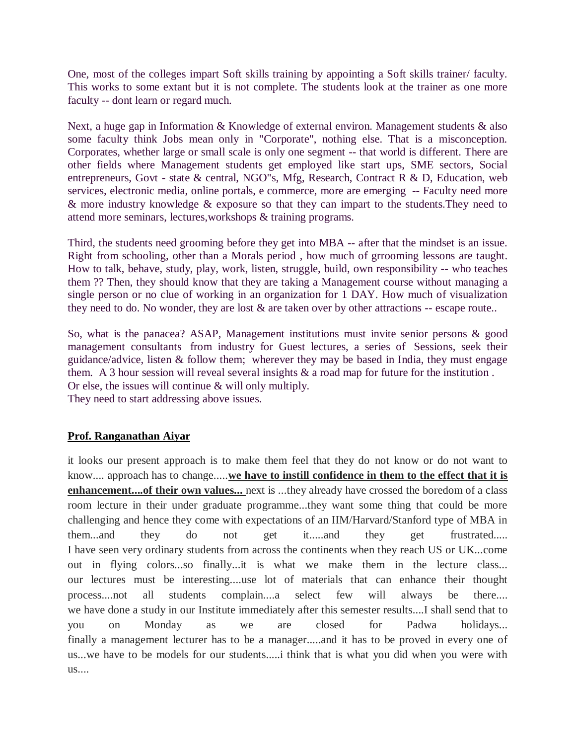One, most of the colleges impart Soft skills training by appointing a Soft skills trainer/ faculty. This works to some extant but it is not complete. The students look at the trainer as one more faculty -- dont learn or regard much.

Next, a huge gap in Information & Knowledge of external environ. Management students & also some faculty think Jobs mean only in "Corporate", nothing else. That is a misconception. Corporates, whether large or small scale is only one segment -- that world is different. There are other fields where Management students get employed like start ups, SME sectors, Social entrepreneurs, Govt - state & central, NGO"s, Mfg, Research, Contract R & D, Education, web services, electronic media, online portals, e commerce, more are emerging -- Faculty need more & more industry knowledge & exposure so that they can impart to the students.They need to attend more seminars, lectures,workshops & training programs.

Third, the students need grooming before they get into MBA -- after that the mindset is an issue. Right from schooling, other than a Morals period , how much of grrooming lessons are taught. How to talk, behave, study, play, work, listen, struggle, build, own responsibility -- who teaches them ?? Then, they should know that they are taking a Management course without managing a single person or no clue of working in an organization for 1 DAY. How much of visualization they need to do. No wonder, they are lost & are taken over by other attractions -- escape route..

So, what is the panacea? ASAP, Management institutions must invite senior persons & good management consultants from industry for Guest lectures, a series of Sessions, seek their guidance/advice, listen & follow them; wherever they may be based in India, they must engage them. A 3 hour session will reveal several insights & a road map for future for the institution .
Or else, the issues will continue & will only multiply.
They need to start addressing above issues.

**Prof. Ranganathan Aiyar**

it looks our present approach is to make them feel that they do not know or do not want to know.... approach has to change.....**we have to instill confidence in them to the effect that it is enhancement....of their own values...** next is ...they already have crossed the boredom of a class room lecture in their under graduate programme...they want some thing that could be more challenging and hence they come with expectations of an IIM/Harvard/Stanford type of MBA in them...and they do not get it.....and they get frustrated.....
I have seen very ordinary students from across the continents when they reach US or UK...come out in flying colors...so finally...it is what we make them in the lecture class... our lectures must be interesting....use lot of materials that can enhance their thought process....not all students complain....a select few will always be there....
we have done a study in our Institute immediately after this semester results....I shall send that to you on Monday as we are closed for Padwa holidays...
finally a management lecturer has to be a manager.....and it has to be proved in every one of us...we have to be models for our students.....i think that is what you did when you were with us....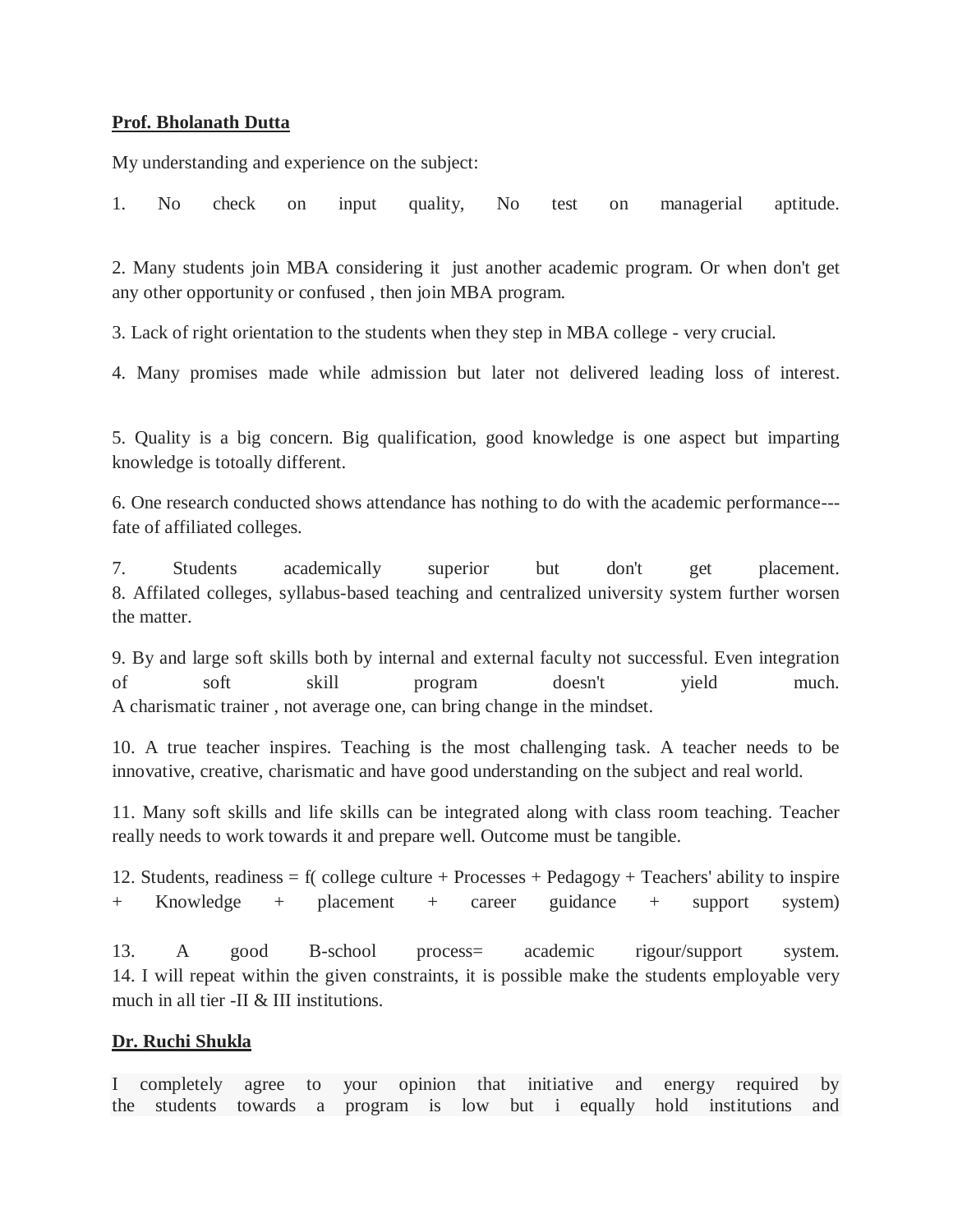**Prof. Bholanath Dutta**

My understanding and experience on the subject:

1. No check on input quality, No test on managerial aptitude.

2. Many students join MBA considering it just another academic program. Or when don't get any other opportunity or confused , then join MBA program.

3. Lack of right orientation to the students when they step in MBA college - very crucial.

4. Many promises made while admission but later not delivered leading loss of interest.

5. Quality is a big concern. Big qualification, good knowledge is one aspect but imparting knowledge is totoally different.

6. One research conducted shows attendance has nothing to do with the academic performance--- fate of affiliated colleges.

7. Students academically superior but don't get placement.
8. Affilated colleges, syllabus-based teaching and centralized university system further worsen the matter.

9. By and large soft skills both by internal and external faculty not successful. Even integration of soft skill program doesn't yield much.
A charismatic trainer , not average one, can bring change in the mindset.

10. A true teacher inspires. Teaching is the most challenging task. A teacher needs to be innovative, creative, charismatic and have good understanding on the subject and real world.

11. Many soft skills and life skills can be integrated along with class room teaching. Teacher really needs to work towards it and prepare well. Outcome must be tangible.

12. Students, readiness = f( college culture + Processes + Pedagogy + Teachers' ability to inspire + Knowledge + placement + career guidance + support system)

13. A good B-school process= academic rigour/support system.
14. I will repeat within the given constraints, it is possible make the students employable very much in all tier -II & III institutions.

**Dr. Ruchi Shukla**

I completely agree to your opinion that initiative and energy required by the students towards a program is low but i equally hold institutions and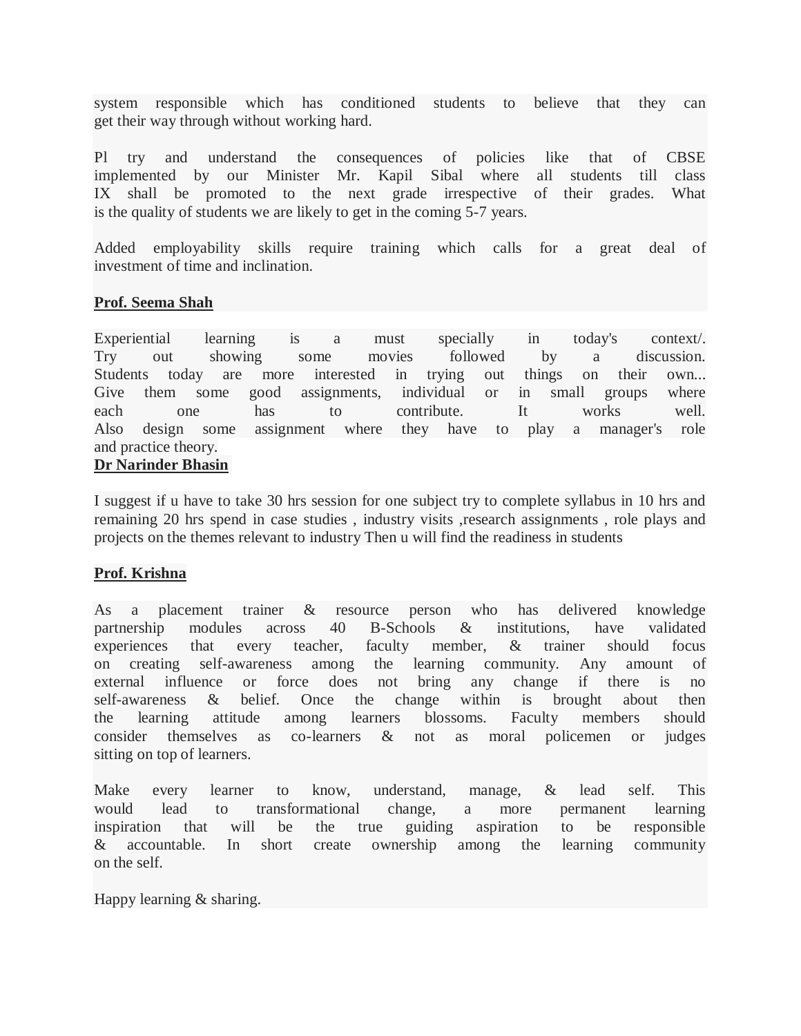system responsible which has conditioned students to believe that they can get their way through without working hard.

Pl try and understand the consequences of policies like that of CBSE implemented by our Minister Mr. Kapil Sibal where all students till class IX shall be promoted to the next grade irrespective of their grades. What is the quality of students we are likely to get in the coming 5-7 years.

Added employability skills require training which calls for a great deal of investment of time and inclination.

**Prof. Seema Shah**

Experiential learning is a must specially in today's context/.
Try out showing some movies followed by a discussion.
Students today are more interested in trying out things on their own...
Give them some good assignments, individual or in small groups where each one has to contribute. It works well.
Also design some assignment where they have to play a manager's role and practice theory.

**Dr Narinder Bhasin**

I suggest if u have to take 30 hrs session for one subject try to complete syllabus in 10 hrs and remaining 20 hrs spend in case studies , industry visits ,research assignments , role plays and projects on the themes relevant to industry Then u will find the readiness in students

**Prof. Krishna**

As a placement trainer & resource person who has delivered knowledge partnership modules across 40 B-Schools & institutions, have validated experiences that every teacher, faculty member, & trainer should focus on creating self-awareness among the learning community. Any amount of external influence or force does not bring any change if there is no self-awareness & belief. Once the change within is brought about then the learning attitude among learners blossoms. Faculty members should consider themselves as co-learners & not as moral policemen or judges sitting on top of learners.

Make every learner to know, understand, manage, & lead self. This would lead to transformational change, a more permanent learning inspiration that will be the true guiding aspiration to be responsible & accountable. In short create ownership among the learning community on the self.

Happy learning & sharing.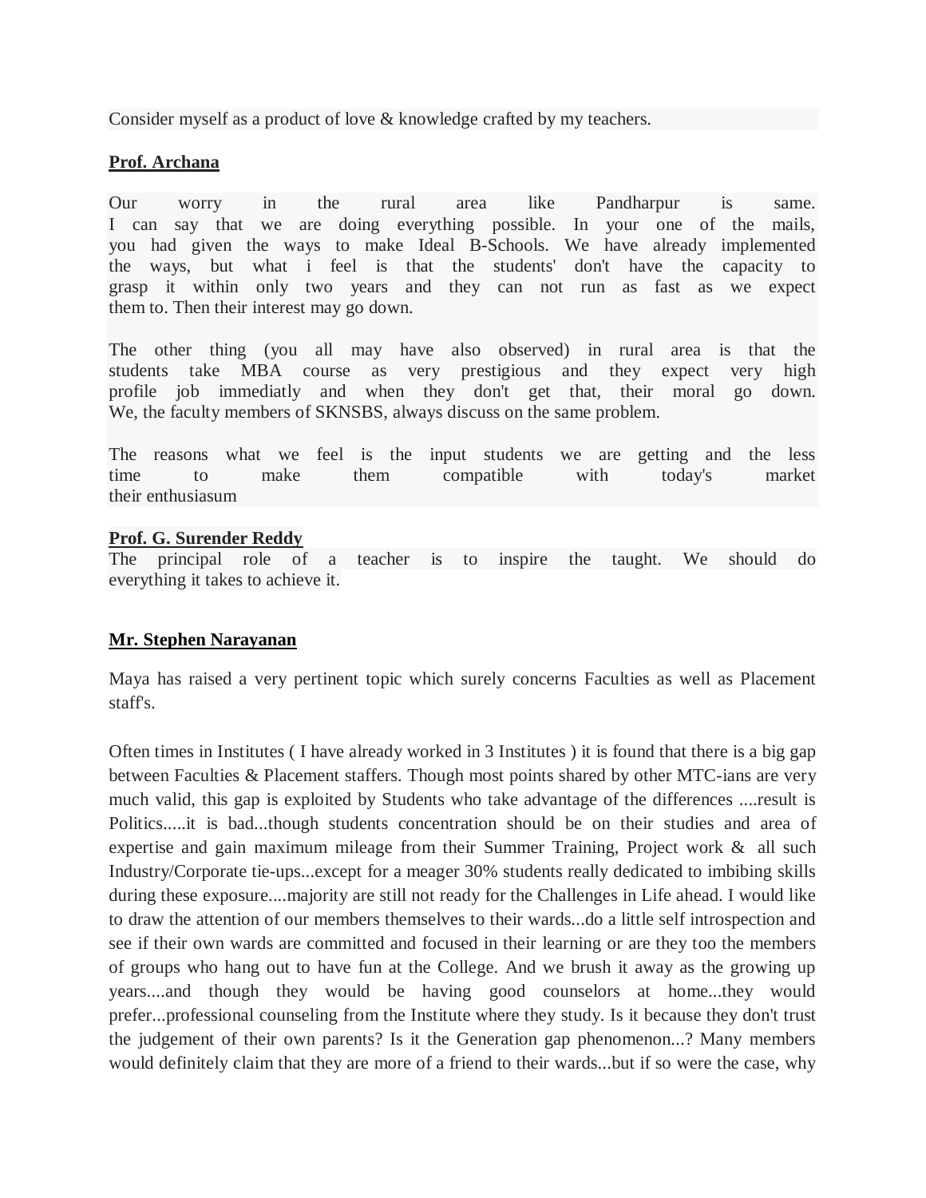Consider myself as a product of love & knowledge crafted by my teachers.

**Prof. Archana**

Our worry in the rural area like Pandharpur is same.
I can say that we are doing everything possible. In your one of the mails, you had given the ways to make Ideal B-Schools. We have already implemented the ways, but what i feel is that the students' don't have the capacity to grasp it within only two years and they can not run as fast as we expect them to. Then their interest may go down.

The other thing (you all may have also observed) in rural area is that the students take MBA course as very prestigious and they expect very high profile job immediatly and when they don't get that, their moral go down. We, the faculty members of SKNSBS, always discuss on the same problem.

The reasons what we feel is the input students we are getting and the less time to make them compatible with today's market their enthusiasum

**Prof. G. Surender Reddy**

The principal role of a teacher is to inspire the taught. We should do everything it takes to achieve it.

**Mr. Stephen Narayanan**

Maya has raised a very pertinent topic which surely concerns Faculties as well as Placement staff's.

Often times in Institutes ( I have already worked in 3 Institutes ) it is found that there is a big gap between Faculties & Placement staffers. Though most points shared by other MTC-ians are very much valid, this gap is exploited by Students who take advantage of the differences ....result is Politics.....it is bad...though students concentration should be on their studies and area of expertise and gain maximum mileage from their Summer Training, Project work & all such Industry/Corporate tie-ups...except for a meager 30% students really dedicated to imbibing skills during these exposure....majority are still not ready for the Challenges in Life ahead. I would like to draw the attention of our members themselves to their wards...do a little self introspection and see if their own wards are committed and focused in their learning or are they too the members of groups who hang out to have fun at the College. And we brush it away as the growing up years....and though they would be having good counselors at home...they would prefer...professional counseling from the Institute where they study. Is it because they don't trust the judgement of their own parents? Is it the Generation gap phenomenon...? Many members would definitely claim that they are more of a friend to their wards...but if so were the case, why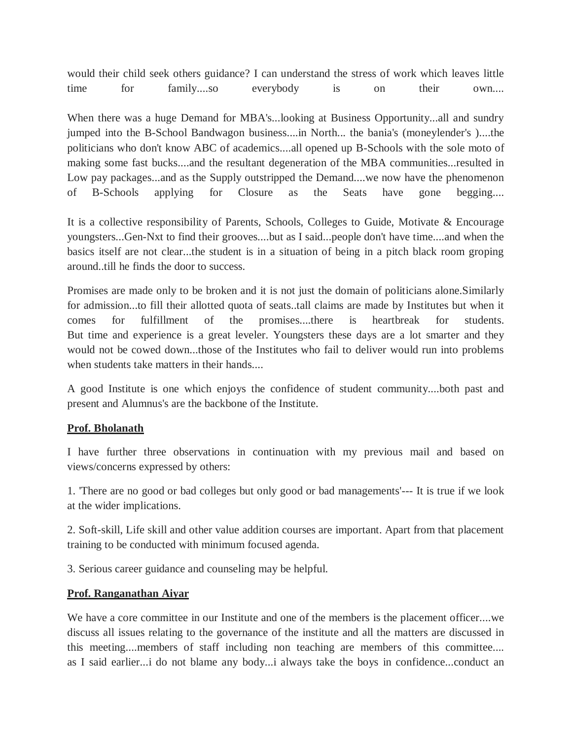would their child seek others guidance? I can understand the stress of work which leaves little time for family....so everybody is on their own....

When there was a huge Demand for MBA's...looking at Business Opportunity...all and sundry jumped into the B-School Bandwagon business....in North... the bania's (moneylender's )....the politicians who don't know ABC of academics....all opened up B-Schools with the sole moto of making some fast bucks....and the resultant degeneration of the MBA communities...resulted in Low pay packages...and as the Supply outstripped the Demand....we now have the phenomenon of B-Schools applying for Closure as the Seats have gone begging....

It is a collective responsibility of Parents, Schools, Colleges to Guide, Motivate & Encourage youngsters...Gen-Nxt to find their grooves....but as I said...people don't have time....and when the basics itself are not clear...the student is in a situation of being in a pitch black room groping around..till he finds the door to success.

Promises are made only to be broken and it is not just the domain of politicians alone.Similarly for admission...to fill their allotted quota of seats..tall claims are made by Institutes but when it comes for fulfillment of the promises....there is heartbreak for students. But time and experience is a great leveler. Youngsters these days are a lot smarter and they would not be cowed down...those of the Institutes who fail to deliver would run into problems when students take matters in their hands....

A good Institute is one which enjoys the confidence of student community....both past and present and Alumnus's are the backbone of the Institute.

**Prof. Bholanath**

I have further three observations in continuation with my previous mail and based on views/concerns expressed by others:

1. 'There are no good or bad colleges but only good or bad managements'--- It is true if we look at the wider implications.

2. Soft-skill, Life skill and other value addition courses are important. Apart from that placement training to be conducted with minimum focused agenda.

3. Serious career guidance and counseling may be helpful.

**Prof. Ranganathan Aiyar**

We have a core committee in our Institute and one of the members is the placement officer....we discuss all issues relating to the governance of the institute and all the matters are discussed in this meeting....members of staff including non teaching are members of this committee.... as I said earlier...i do not blame any body...i always take the boys in confidence...conduct an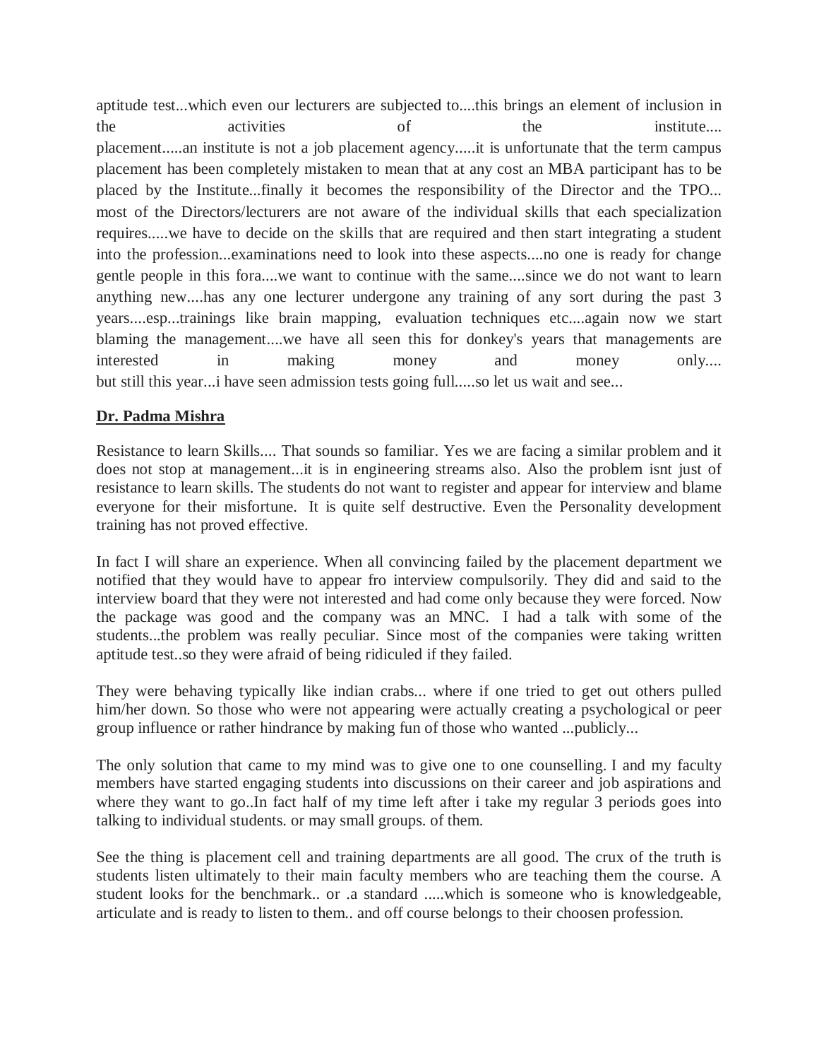aptitude test...which even our lecturers are subjected to....this brings an element of inclusion in the activities of the institute.... placement.....an institute is not a job placement agency.....it is unfortunate that the term campus placement has been completely mistaken to mean that at any cost an MBA participant has to be placed by the Institute...finally it becomes the responsibility of the Director and the TPO... most of the Directors/lecturers are not aware of the individual skills that each specialization requires.....we have to decide on the skills that are required and then start integrating a student into the profession...examinations need to look into these aspects....no one is ready for change gentle people in this fora....we want to continue with the same....since we do not want to learn anything new....has any one lecturer undergone any training of any sort during the past 3 years....esp...trainings like brain mapping, evaluation techniques etc....again now we start blaming the management....we have all seen this for donkey's years that managements are interested in making money and money only.... but still this year...i have seen admission tests going full.....so let us wait and see...

**Dr. Padma Mishra**

Resistance to learn Skills.... That sounds so familiar. Yes we are facing a similar problem and it does not stop at management...it is in engineering streams also. Also the problem isnt just of resistance to learn skills. The students do not want to register and appear for interview and blame everyone for their misfortune. It is quite self destructive. Even the Personality development training has not proved effective.

In fact I will share an experience. When all convincing failed by the placement department we notified that they would have to appear fro interview compulsorily. They did and said to the interview board that they were not interested and had come only because they were forced. Now the package was good and the company was an MNC. I had a talk with some of the students...the problem was really peculiar. Since most of the companies were taking written aptitude test..so they were afraid of being ridiculed if they failed.

They were behaving typically like indian crabs... where if one tried to get out others pulled him/her down. So those who were not appearing were actually creating a psychological or peer group influence or rather hindrance by making fun of those who wanted ...publicly...

The only solution that came to my mind was to give one to one counselling. I and my faculty members have started engaging students into discussions on their career and job aspirations and where they want to go..In fact half of my time left after i take my regular 3 periods goes into talking to individual students. or may small groups. of them.

See the thing is placement cell and training departments are all good. The crux of the truth is students listen ultimately to their main faculty members who are teaching them the course. A student looks for the benchmark.. or .a standard .....which is someone who is knowledgeable, articulate and is ready to listen to them.. and off course belongs to their choosen profession.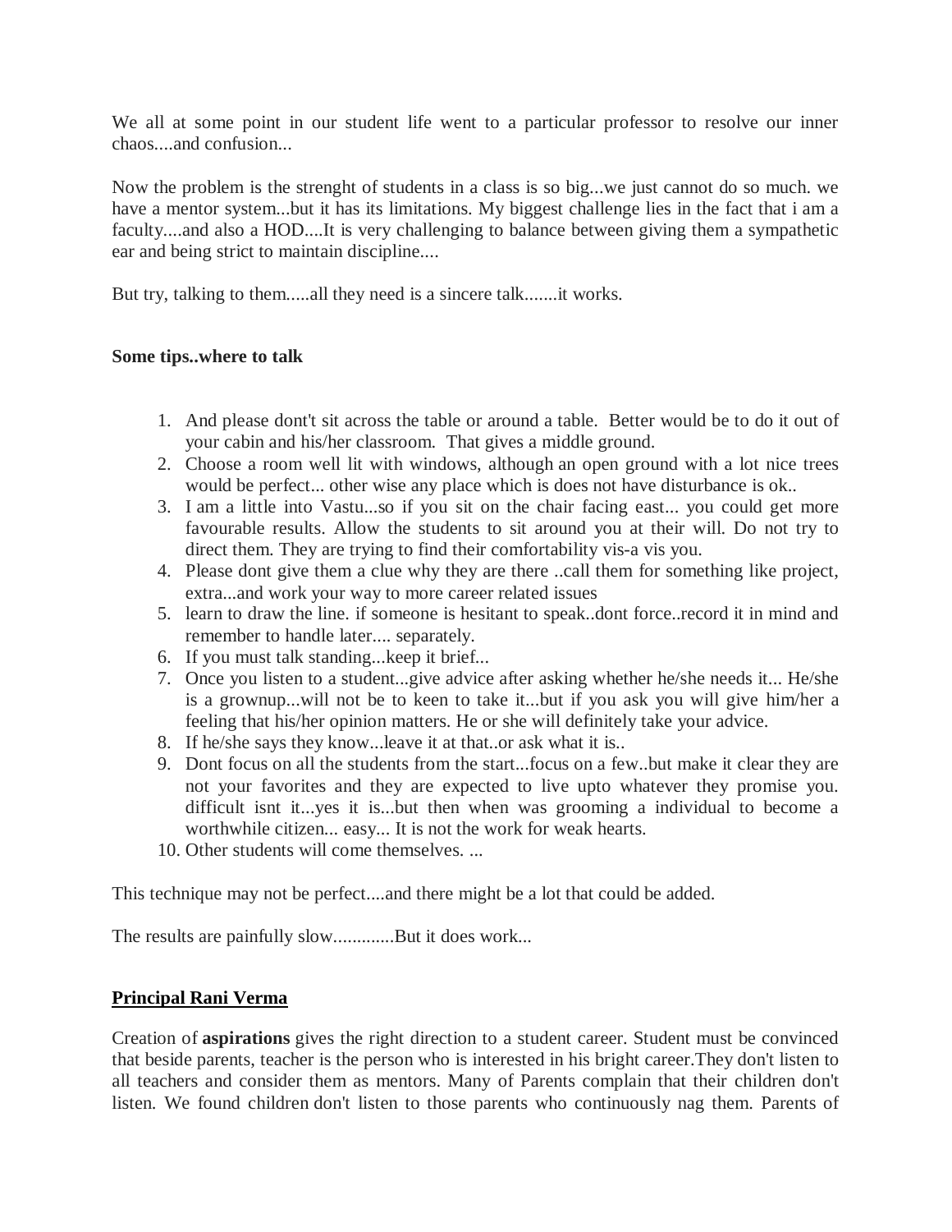We all at some point in our student life went to a particular professor to resolve our inner chaos....and confusion...

Now the problem is the strenght of students in a class is so big...we just cannot do so much. we have a mentor system...but it has its limitations. My biggest challenge lies in the fact that i am a faculty....and also a HOD....It is very challenging to balance between giving them a sympathetic ear and being strict to maintain discipline....

But try, talking to them.....all they need is a sincere talk.......it works.

**Some tips..where to talk**

1. And please dont't sit across the table or around a table. Better would be to do it out of your cabin and his/her classroom. That gives a middle ground.
2. Choose a room well lit with windows, although an open ground with a lot nice trees would be perfect... other wise any place which is does not have disturbance is ok..
3. I am a little into Vastu...so if you sit on the chair facing east... you could get more favourable results. Allow the students to sit around you at their will. Do not try to direct them. They are trying to find their comfortability vis-a vis you.
4. Please dont give them a clue why they are there ..call them for something like project, extra...and work your way to more career related issues
5. learn to draw the line. if someone is hesitant to speak..dont force..record it in mind and remember to handle later.... separately.
6. If you must talk standing...keep it brief...
7. Once you listen to a student...give advice after asking whether he/she needs it... He/she is a grownup...will not be to keen to take it...but if you ask you will give him/her a feeling that his/her opinion matters. He or she will definitely take your advice.
8. If he/she says they know...leave it at that..or ask what it is..
9. Dont focus on all the students from the start...focus on a few..but make it clear they are not your favorites and they are expected to live upto whatever they promise you. difficult isnt it...yes it is...but then when was grooming a individual to become a worthwhile citizen... easy... It is not the work for weak hearts.
10. Other students will come themselves. ...

This technique may not be perfect....and there might be a lot that could be added.

The results are painfully slow.............But it does work...

**<u>Principal Rani Verma</u>**

Creation of **aspirations** gives the right direction to a student career. Student must be convinced that beside parents, teacher is the person who is interested in his bright career.They don't listen to all teachers and consider them as mentors. Many of Parents complain that their children don't listen. We found children don't listen to those parents who continuously nag them. Parents of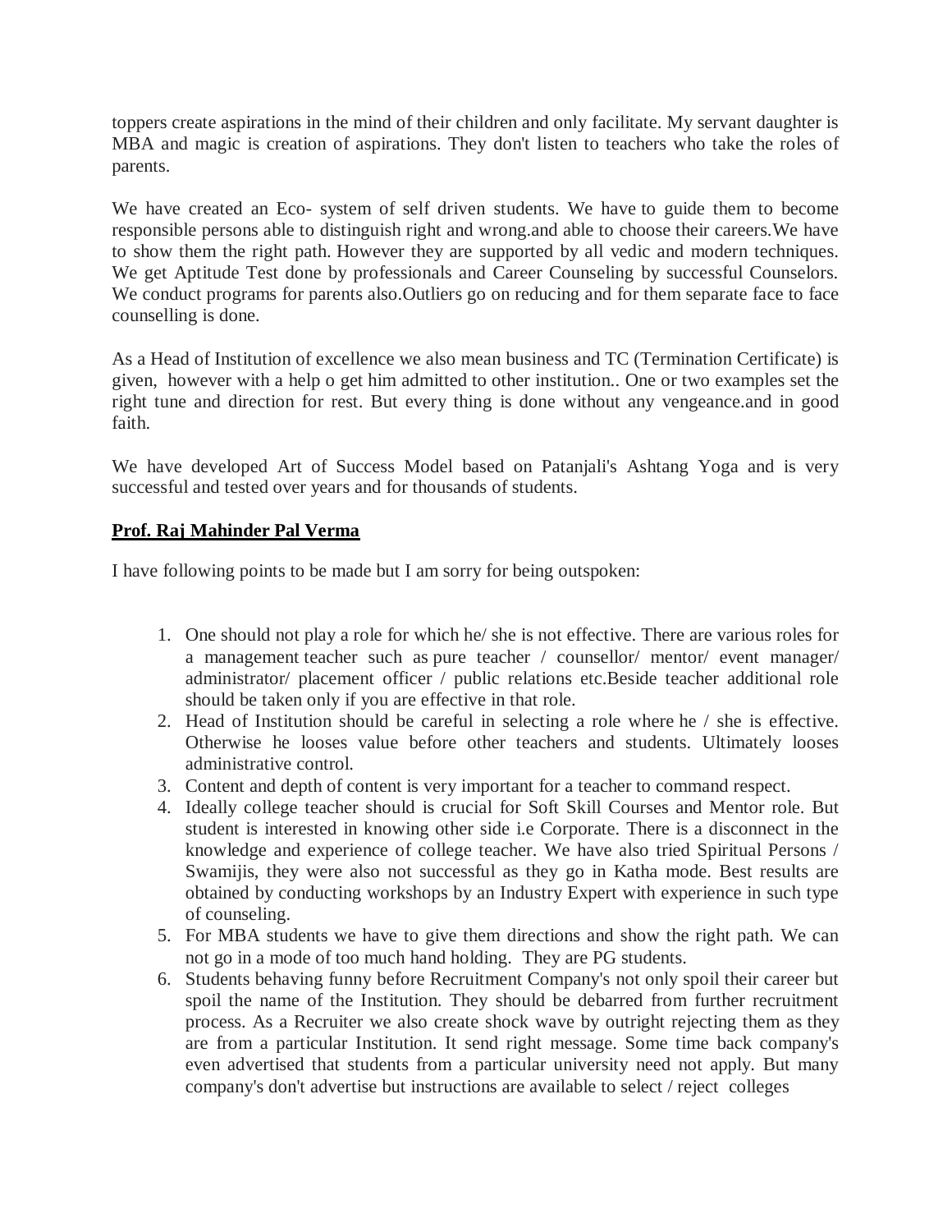toppers create aspirations in the mind of their children and only facilitate. My servant daughter is MBA and magic is creation of aspirations. They don't listen to teachers who take the roles of parents.

We have created an Eco- system of self driven students. We have to guide them to become responsible persons able to distinguish right and wrong.and able to choose their careers.We have to show them the right path. However they are supported by all vedic and modern techniques. We get Aptitude Test done by professionals and Career Counseling by successful Counselors. We conduct programs for parents also.Outliers go on reducing and for them separate face to face counselling is done.

As a Head of Institution of excellence we also mean business and TC (Termination Certificate) is given, however with a help o get him admitted to other institution.. One or two examples set the right tune and direction for rest. But every thing is done without any vengeance.and in good faith.

We have developed Art of Success Model based on Patanjali's Ashtang Yoga and is very successful and tested over years and for thousands of students.

**Prof. Raj Mahinder Pal Verma**

I have following points to be made but I am sorry for being outspoken:

1. One should not play a role for which he/ she is not effective. There are various roles for a management teacher such as pure teacher / counsellor/ mentor/ event manager/ administrator/ placement officer / public relations etc.Beside teacher additional role should be taken only if you are effective in that role.
2. Head of Institution should be careful in selecting a role where he / she is effective. Otherwise he looses value before other teachers and students. Ultimately looses administrative control.
3. Content and depth of content is very important for a teacher to command respect.
4. Ideally college teacher should is crucial for Soft Skill Courses and Mentor role. But student is interested in knowing other side i.e Corporate. There is a disconnect in the knowledge and experience of college teacher. We have also tried Spiritual Persons / Swamijis, they were also not successful as they go in Katha mode. Best results are obtained by conducting workshops by an Industry Expert with experience in such type of counseling.
5. For MBA students we have to give them directions and show the right path. We can not go in a mode of too much hand holding. They are PG students.
6. Students behaving funny before Recruitment Company's not only spoil their career but spoil the name of the Institution. They should be debarred from further recruitment process. As a Recruiter we also create shock wave by outright rejecting them as they are from a particular Institution. It send right message. Some time back company's even advertised that students from a particular university need not apply. But many company's don't advertise but instructions are available to select / reject colleges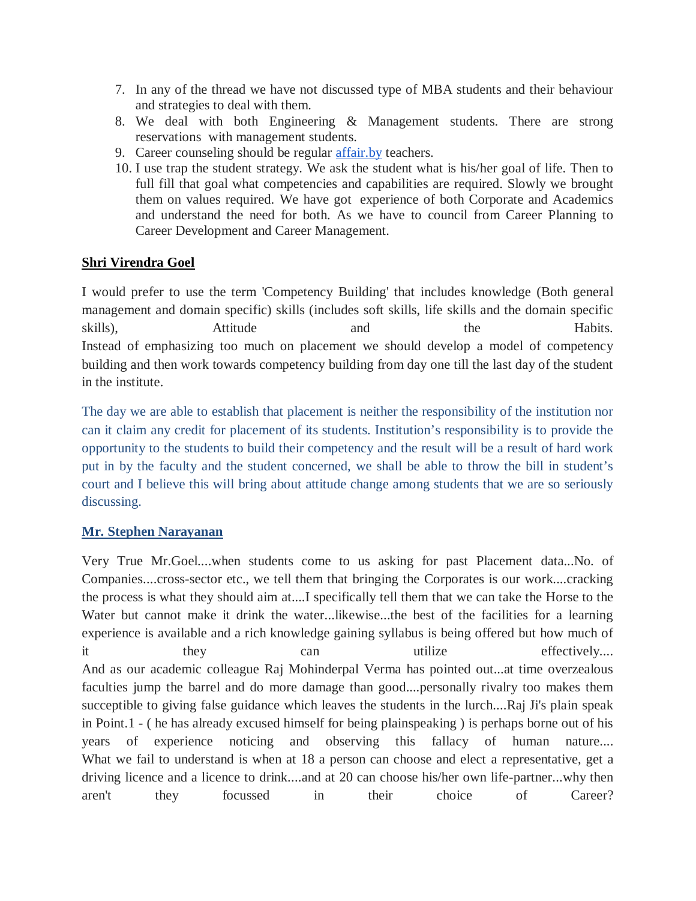7. In any of the thread we have not discussed type of MBA students and their behaviour and strategies to deal with them.
8. We deal with both Engineering & Management students. There are strong reservations with management students.
9. Career counseling should be regular affair.by teachers.
10. I use trap the student strategy. We ask the student what is his/her goal of life. Then to full fill that goal what competencies and capabilities are required. Slowly we brought them on values required. We have got experience of both Corporate and Academics and understand the need for both. As we have to council from Career Planning to Career Development and Career Management.

**Shri Virendra Goel**

I would prefer to use the term 'Competency Building' that includes knowledge (Both general management and domain specific) skills (includes soft skills, life skills and the domain specific skills), Attitude and the Habits.
Instead of emphasizing too much on placement we should develop a model of competency building and then work towards competency building from day one till the last day of the student in the institute.

The day we are able to establish that placement is neither the responsibility of the institution nor can it claim any credit for placement of its students. Institution's responsibility is to provide the opportunity to the students to build their competency and the result will be a result of hard work put in by the faculty and the student concerned, we shall be able to throw the bill in student's court and I believe this will bring about attitude change among students that we are so seriously discussing.

**Mr. Stephen Narayanan**

Very True Mr.Goel....when students come to us asking for past Placement data...No. of Companies....cross-sector etc., we tell them that bringing the Corporates is our work....cracking the process is what they should aim at....I specifically tell them that we can take the Horse to the Water but cannot make it drink the water...likewise...the best of the facilities for a learning experience is available and a rich knowledge gaining syllabus is being offered but how much of it they can utilize effectively....
And as our academic colleague Raj Mohinderpal Verma has pointed out...at time overzealous faculties jump the barrel and do more damage than good....personally rivalry too makes them succeptible to giving false guidance which leaves the students in the lurch....Raj Ji's plain speak in Point.1 - ( he has already excused himself for being plainspeaking ) is perhaps borne out of his years of experience noticing and observing this fallacy of human nature....
What we fail to understand is when at 18 a person can choose and elect a representative, get a driving licence and a licence to drink....and at 20 can choose his/her own life-partner...why then aren't they focussed in their choice of Career?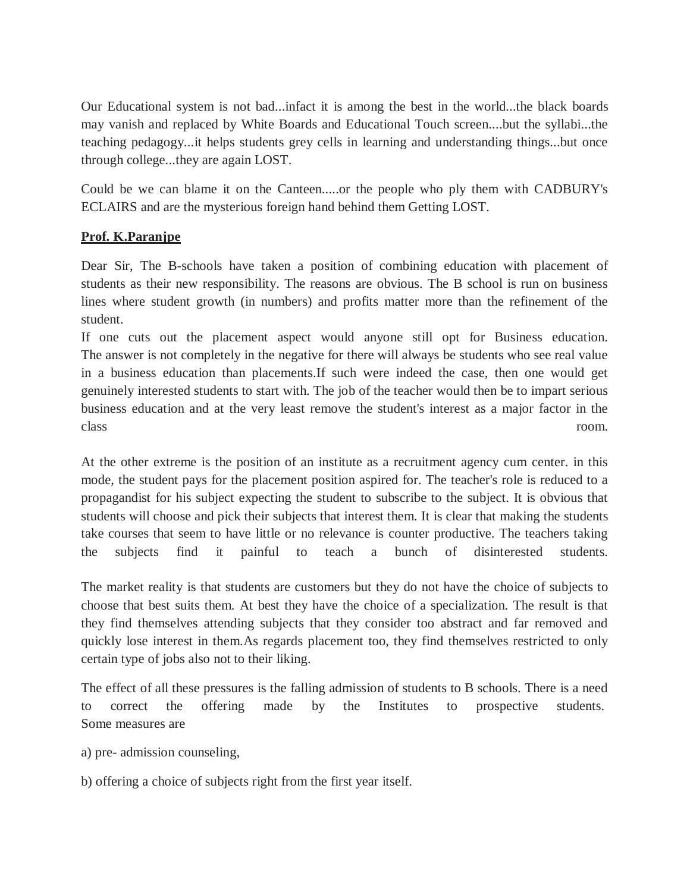Our Educational system is not bad...infact it is among the best in the world...the black boards may vanish and replaced by White Boards and Educational Touch screen....but the syllabi...the teaching pedagogy...it helps students grey cells in learning and understanding things...but once through college...they are again LOST.

Could be we can blame it on the Canteen.....or the people who ply them with CADBURY's ECLAIRS and are the mysterious foreign hand behind them Getting LOST.

**Prof. K.Paranjpe**

Dear Sir, The B-schools have taken a position of combining education with placement of students as their new responsibility. The reasons are obvious. The B school is run on business lines where student growth (in numbers) and profits matter more than the refinement of the student.
If one cuts out the placement aspect would anyone still opt for Business education. The answer is not completely in the negative for there will always be students who see real value in a business education than placements.If such were indeed the case, then one would get genuinely interested students to start with. The job of the teacher would then be to impart serious business education and at the very least remove the student's interest as a major factor in the class room.

At the other extreme is the position of an institute as a recruitment agency cum center. in this mode, the student pays for the placement position aspired for. The teacher's role is reduced to a propagandist for his subject expecting the student to subscribe to the subject. It is obvious that students will choose and pick their subjects that interest them. It is clear that making the students take courses that seem to have little or no relevance is counter productive. The teachers taking the subjects find it painful to teach a bunch of disinterested students.

The market reality is that students are customers but they do not have the choice of subjects to choose that best suits them. At best they have the choice of a specialization. The result is that they find themselves attending subjects that they consider too abstract and far removed and quickly lose interest in them.As regards placement too, they find themselves restricted to only certain type of jobs also not to their liking.

The effect of all these pressures is the falling admission of students to B schools. There is a need to correct the offering made by the Institutes to prospective students. Some measures are

a) pre- admission counseling,

b) offering a choice of subjects right from the first year itself.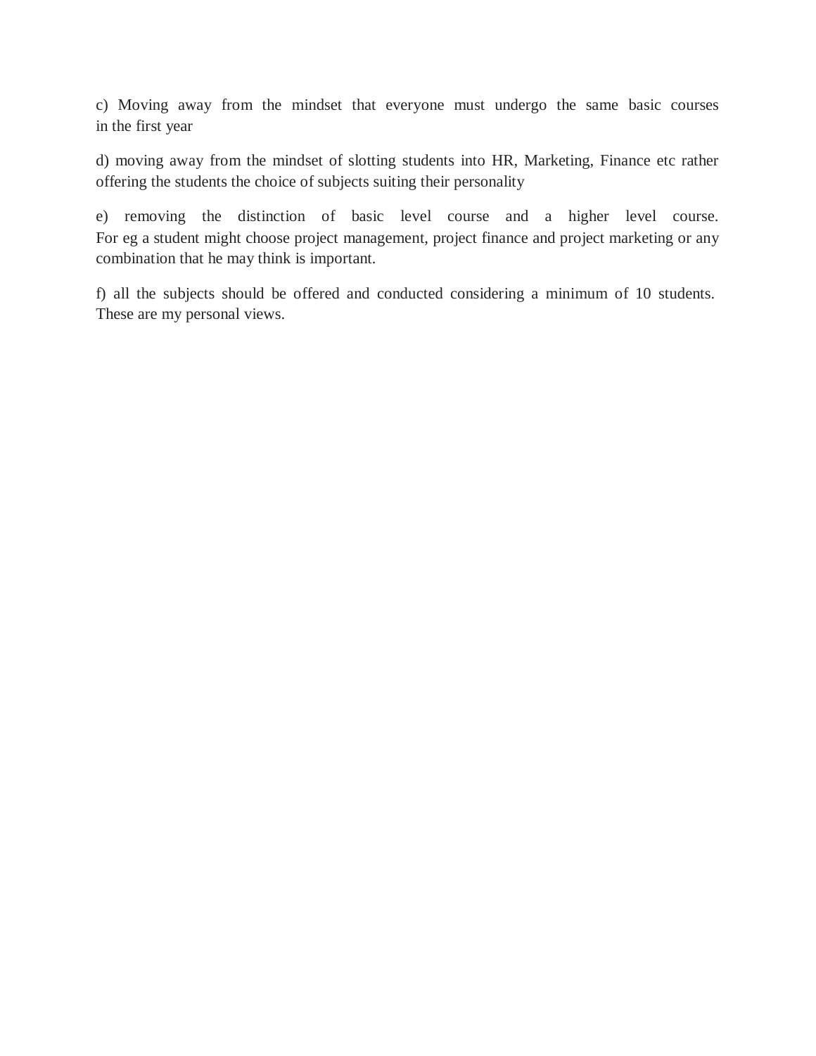c) Moving away from the mindset that everyone must undergo the same basic courses in the first year

d) moving away from the mindset of slotting students into HR, Marketing, Finance etc rather offering the students the choice of subjects suiting their personality

e) removing the distinction of basic level course and a higher level course. For eg a student might choose project management, project finance and project marketing or any combination that he may think is important.

f) all the subjects should be offered and conducted considering a minimum of 10 students. These are my personal views.